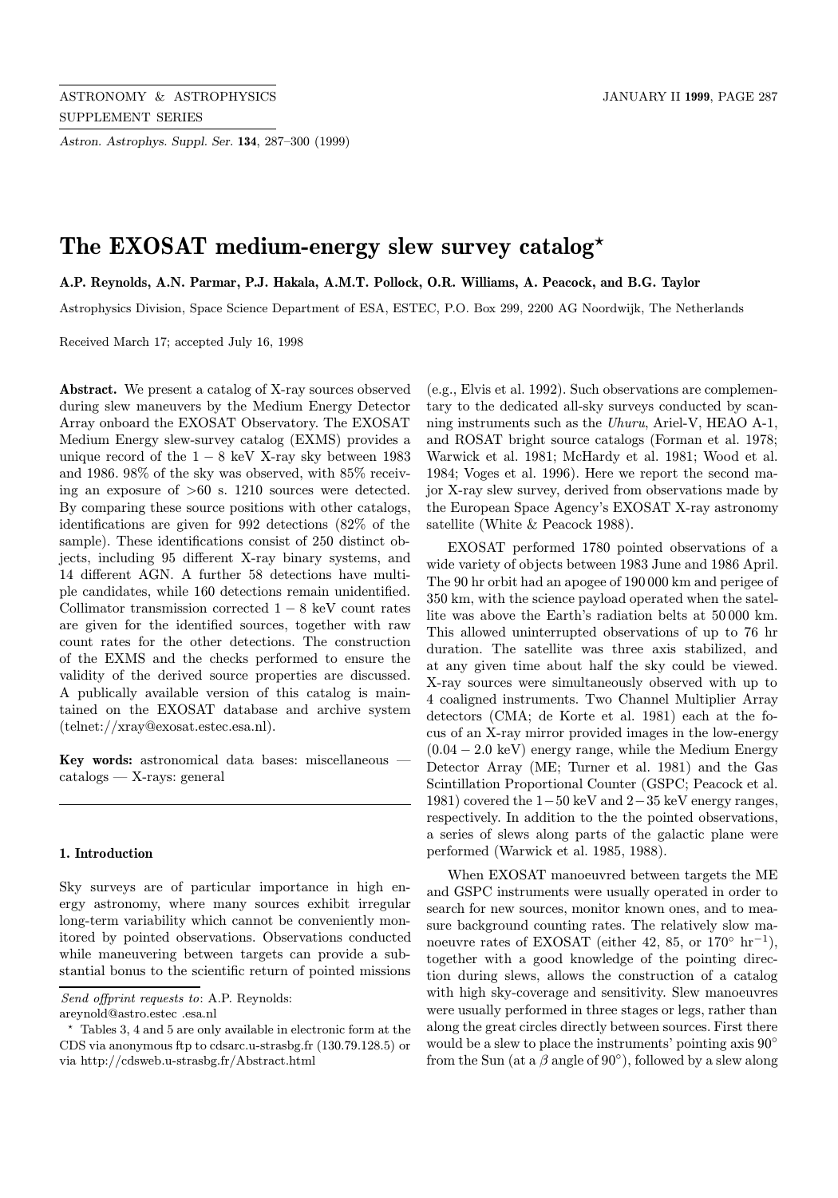# The EXOSAT medium-energy slew survey catalog*

**A.P. Reynolds, A.N. Parmar, P.J. Hakala, A.M.T. Pollock, O.R. Williams, A. Peacock, and B.G. Taylor**

Astrophysics Division, Space Science Department of ESA, ESTEC, P.O. Box 299, 2200 AG Noordwijk, The Netherlands

Received March 17; accepted July 16, 1998

**Abstract.** We present a catalog of X-ray sources observed during slew maneuvers by the Medium Energy Detector Array onboard the EXOSAT Observatory. The EXOSAT Medium Energy slew-survey catalog (EXMS) provides a unique record of the $1-8$ keV X-ray sky between 1983 and 1986. 98% of the sky was observed, with 85% receiving an exposure of >60 s. 1210 sources were detected. By comparing these source positions with other catalogs, identifications are given for 992 detections (82% of the sample). These identifications consist of 250 distinct objects, including 95 different X-ray binary systems, and 14 different AGN. A further 58 detections have multiple candidates, while 160 detections remain unidentified. Collimator transmission corrected $1-8$ keV count rates are given for the identified sources, together with raw count rates for the other detections. The construction of the EXMS and the checks performed to ensure the validity of the derived source properties are discussed. A publically available version of this catalog is maintained on the EXOSAT database and archive system (telnet://xray@exosat.estec.esa.nl).

**Key words:** astronomical data bases: miscellaneous — catalogs — X-rays: general

## 1. Introduction

Sky surveys are of particular importance in high energy astronomy, where many sources exhibit irregular long-term variability which cannot be conveniently monitored by pointed observations. Observations conducted while maneuvering between targets can provide a substantial bonus to the scientific return of pointed missions (e.g., Elvis et al. 1992). Such observations are complementary to the dedicated all-sky surveys conducted by scanning instruments such as the *Uhuru*, Ariel-V, HEAO A-1, and ROSAT bright source catalogs (Forman et al. 1978; Warwick et al. 1981; McHardy et al. 1981; Wood et al. 1984; Voges et al. 1996). Here we report the second major X-ray slew survey, derived from observations made by the European Space Agency's EXOSAT X-ray astronomy satellite (White & Peacock 1988).

EXOSAT performed 1780 pointed observations of a wide variety of objects between 1983 June and 1986 April. The 90 hr orbit had an apogee of 190 000 km and perigee of 350 km, with the science payload operated when the satellite was above the Earth's radiation belts at 50 000 km. This allowed uninterrupted observations of up to 76 hr duration. The satellite was three axis stabilized, and at any given time about half the sky could be viewed. X-ray sources were simultaneously observed with up to 4 coaligned instruments. Two Channel Multiplier Array detectors (CMA; de Korte et al. 1981) each at the focus of an X-ray mirror provided images in the low-energy ($0.04-2.0$ keV) energy range, while the Medium Energy Detector Array (ME; Turner et al. 1981) and the Gas Scintillation Proportional Counter (GSPC; Peacock et al. 1981) covered the $1-50$ keV and $2-35$ keV energy ranges, respectively. In addition to the the pointed observations, a series of slews along parts of the galactic plane were performed (Warwick et al. 1985, 1988).

When EXOSAT manoeuvred between targets the ME and GSPC instruments were usually operated in order to search for new sources, monitor known ones, and to measure background counting rates. The relatively slow manoeuvre rates of EXOSAT (either 42, 85, or $170^\circ$ hr$^{-1}$), together with a good knowledge of the pointing direction during slews, allows the construction of a catalog with high sky-coverage and sensitivity. Slew manoeuvres were usually performed in three stages or legs, rather than along the great circles directly between sources. First there would be a slew to place the instruments' pointing axis $90^\circ$ from the Sun (at a $\beta$ angle of $90^\circ$), followed by a slew along

---

*Send offprint requests to*: A.P. Reynolds: areynold@astro.estec .esa.nl

* Tables 3, 4 and 5 are only available in electronic form at the CDS via anonymous ftp to cdsarc.u-strasbg.fr (130.79.128.5) or via http://cdsweb.u-strasbg.fr/Abstract.html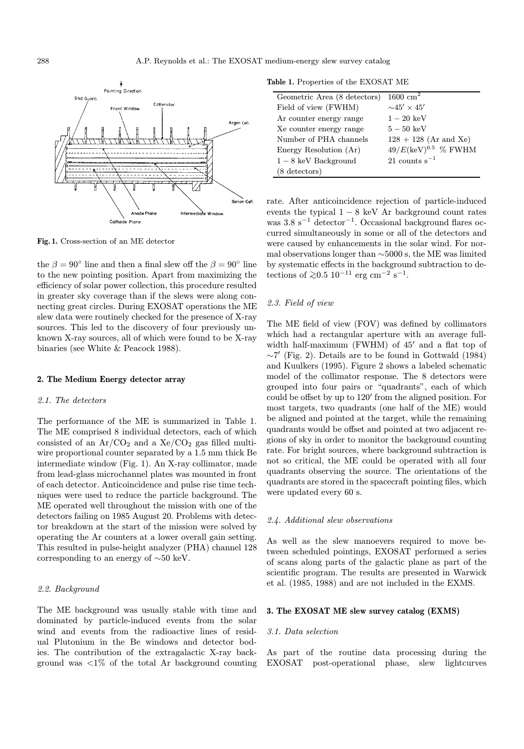Fig. 1. Cross-section of an ME detector

the $\beta = 90°$ line and then a final slew off the $\beta = 90°$ line to the new pointing position. Apart from maximizing the efficiency of solar power collection, this procedure resulted in greater sky coverage than if the slews were along connecting great circles. During EXOSAT operations the ME slew data were routinely checked for the presence of X-ray sources. This led to the discovery of four previously unknown X-ray sources, all of which were found to be X-ray binaries (see White & Peacock 1988).

## 2. The Medium Energy detector array

### 2.1. The detectors

The performance of the ME is summarized in Table 1. The ME comprised 8 individual detectors, each of which consisted of an $Ar/CO_2$ and a $Xe/CO_2$ gas filled multi-wire proportional counter separated by a 1.5 mm thick Be intermediate window (Fig. 1). An X-ray collimator, made from lead-glass microchannel plates was mounted in front of each detector. Anticoincidence and pulse rise time techniques were used to reduce the particle background. The ME operated well throughout the mission with one of the detectors failing on 1985 August 20. Problems with detector breakdown at the start of the mission were solved by operating the Ar counters at a lower overall gain setting. This resulted in pulse-height analyzer (PHA) channel 128 corresponding to an energy of ∼50 keV.

### 2.2. Background

The ME background was usually stable with time and dominated by particle-induced events from the solar wind and events from the radioactive lines of residual Plutonium in the Be windows and detector bodies. The contribution of the extragalactic X-ray background was <1% of the total Ar background counting rate. After anticoincidence rejection of particle-induced events the typical $1-8$ keV Ar background count rates was 3.8 $s^{-1}$ $detector^{-1}$. Occasional background flares occurred simultaneously in some or all of the detectors and were caused by enhancements in the solar wind. For normal observations longer than ∼5000 s, the ME was limited by systematic effects in the background subtraction to detections of $\gtrsim 0.5\ 10^{-11}$ erg $cm^{-2}$ $s^{-1}$.

**Table 1.** Properties of the EXOSAT ME

| | |
|---|---|
| Geometric Area (8 detectors) | 1600 $cm^2$ |
| Field of view (FWHM) | $\sim 45' \times 45'$ |
| Ar counter energy range | $1-20$ keV |
| Xe counter energy range | $5-50$ keV |
| Number of PHA channels | 128 + 128 (Ar and Xe) |
| Energy Resolution (Ar) | $49/E(\mathrm{keV})^{0.5}$ % FWHM |
| $1-8$ keV Background (8 detectors) | 21 counts $s^{-1}$ |

### 2.3. Field of view

The ME field of view (FOV) was defined by collimators which had a rectangular aperture with an average full-width half-maximum (FWHM) of 45′ and a flat top of ∼7′ (Fig. 2). Details are to be found in Gottwald (1984) and Kuulkers (1995). Figure 2 shows a labeled schematic model of the collimator response. The 8 detectors were grouped into four pairs or "quadrants", each of which could be offset by up to 120′ from the aligned position. For most targets, two quadrants (one half of the ME) would be aligned and pointed at the target, while the remaining quadrants would be offset and pointed at two adjacent regions of sky in order to monitor the background counting rate. For bright sources, where background subtraction is not so critical, the ME could be operated with all four quadrants observing the source. The orientations of the quadrants are stored in the spacecraft pointing files, which were updated every 60 s.

### 2.4. Additional slew observations

As well as the slew manoevers required to move between scheduled pointings, EXOSAT performed a series of scans along parts of the galactic plane as part of the scientific program. The results are presented in Warwick et al. (1985, 1988) and are not included in the EXMS.

## 3. The EXOSAT ME slew survey catalog (EXMS)

### 3.1. Data selection

As part of the routine data processing during the EXOSAT post-operational phase, slew lightcurves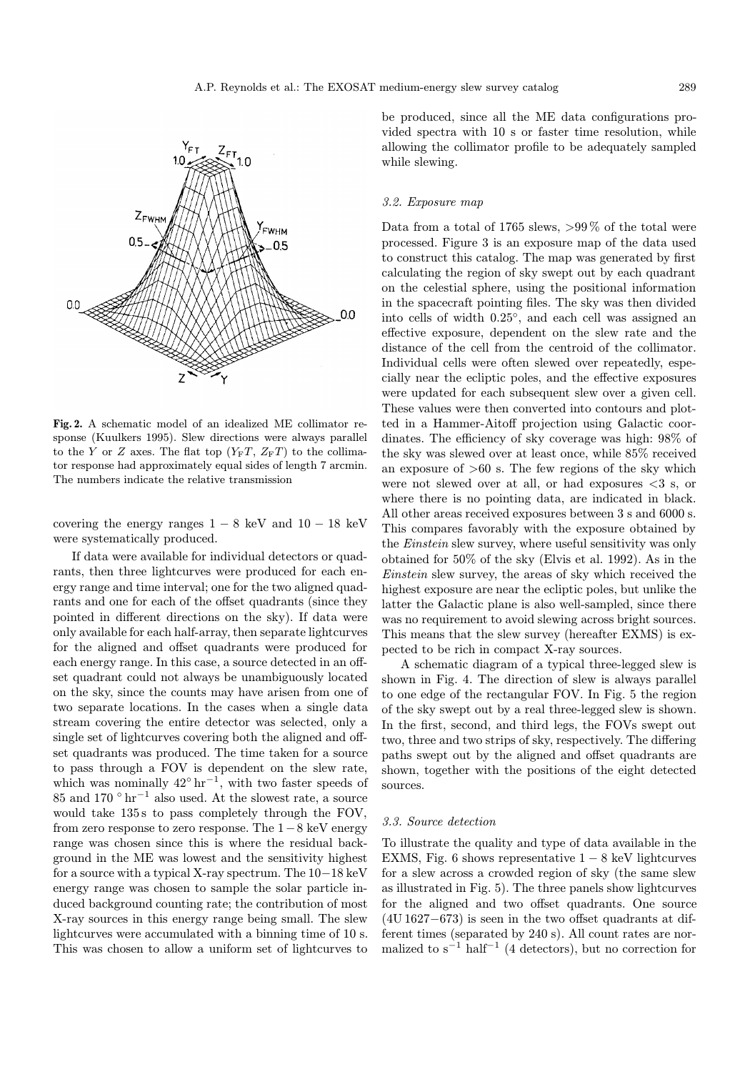**Fig. 2.** A schematic model of an idealized ME collimator response (Kuulkers 1995). Slew directions were always parallel to the $Y$ or $Z$ axes. The flat top ($Y_{\rm F}T$, $Z_{\rm F}T$) to the collimator response had approximately equal sides of length 7 arcmin. The numbers indicate the relative transmission

covering the energy ranges $1-8$ keV and $10-18$ keV were systematically produced.

If data were available for individual detectors or quadrants, then three lightcurves were produced for each energy range and time interval; one for the two aligned quadrants and one for each of the offset quadrants (since they pointed in different directions on the sky). If data were only available for each half-array, then separate lightcurves for the aligned and offset quadrants were produced for each energy range. In this case, a source detected in an offset quadrant could not always be unambiguously located on the sky, since the counts may have arisen from one of two separate locations. In the cases when a single data stream covering the entire detector was selected, only a single set of lightcurves covering both the aligned and offset quadrants was produced. The time taken for a source to pass through a FOV is dependent on the slew rate, which was nominally $42^{\circ}\,{\rm hr}^{-1}$, with two faster speeds of 85 and $170\,^{\circ}\,{\rm hr}^{-1}$ also used. At the slowest rate, a source would take 135 s to pass completely through the FOV, from zero response to zero response. The $1-8$ keV energy range was chosen since this is where the residual background in the ME was lowest and the sensitivity highest for a source with a typical X-ray spectrum. The $10-18$ keV energy range was chosen to sample the solar particle induced background counting rate; the contribution of most X-ray sources in this energy range being small. The slew lightcurves were accumulated with a binning time of 10 s. This was chosen to allow a uniform set of lightcurves to be produced, since all the ME data configurations provided spectra with 10 s or faster time resolution, while allowing the collimator profile to be adequately sampled while slewing.

### 3.2. Exposure map

Data from a total of 1765 slews, >99 % of the total were processed. Figure 3 is an exposure map of the data used to construct this catalog. The map was generated by first calculating the region of sky swept out by each quadrant on the celestial sphere, using the positional information in the spacecraft pointing files. The sky was then divided into cells of width $0.25^{\circ}$, and each cell was assigned an effective exposure, dependent on the slew rate and the distance of the cell from the centroid of the collimator. Individual cells were often slewed over repeatedly, especially near the ecliptic poles, and the effective exposures were updated for each subsequent slew over a given cell. These values were then converted into contours and plotted in a Hammer-Aitoff projection using Galactic coordinates. The efficiency of sky coverage was high: 98% of the sky was slewed over at least once, while 85% received an exposure of >60 s. The few regions of the sky which were not slewed over at all, or had exposures <3 s, or where there is no pointing data, are indicated in black. All other areas received exposures between 3 s and 6000 s. This compares favorably with the exposure obtained by the *Einstein* slew survey, where useful sensitivity was only obtained for 50% of the sky (Elvis et al. 1992). As in the *Einstein* slew survey, the areas of sky which received the highest exposure are near the ecliptic poles, but unlike the latter the Galactic plane is also well-sampled, since there was no requirement to avoid slewing across bright sources. This means that the slew survey (hereafter EXMS) is expected to be rich in compact X-ray sources.

A schematic diagram of a typical three-legged slew is shown in Fig. 4. The direction of slew is always parallel to one edge of the rectangular FOV. In Fig. 5 the region of the sky swept out by a real three-legged slew is shown. In the first, second, and third legs, the FOVs swept out two, three and two strips of sky, respectively. The differing paths swept out by the aligned and offset quadrants are shown, together with the positions of the eight detected sources.

### 3.3. Source detection

To illustrate the quality and type of data available in the EXMS, Fig. 6 shows representative $1-8$ keV lightcurves for a slew across a crowded region of sky (the same slew as illustrated in Fig. 5). The three panels show lightcurves for the aligned and two offset quadrants. One source (4U 1627$-$673) is seen in the two offset quadrants at different times (separated by 240 s). All count rates are normalized to ${\rm s}^{-1}$ ${\rm half}^{-1}$ (4 detectors), but no correction for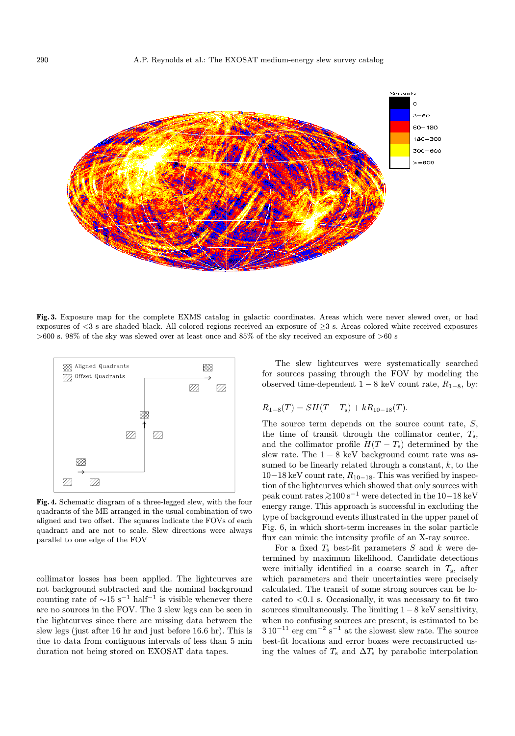**Fig. 3.** Exposure map for the complete EXMS catalog in galactic coordinates. Areas which were never slewed over, or had exposures of <3 s are shaded black. All colored regions received an exposure of ≥3 s. Areas colored white received exposures >600 s. 98% of the sky was slewed over at least once and 85% of the sky received an exposure of >60 s

**Fig. 4.** Schematic diagram of a three-legged slew, with the four quadrants of the ME arranged in the usual combination of two aligned and two offset. The squares indicate the FOVs of each quadrant and are not to scale. Slew directions were always parallel to one edge of the FOV

collimator losses has been applied. The lightcurves are not background subtracted and the nominal background counting rate of $\sim$15 $\mathrm{s}^{-1}$ $\mathrm{half}^{-1}$ is visible whenever there are no sources in the FOV. The 3 slew legs can be seen in the lightcurves since there are missing data between the slew legs (just after 16 hr and just before 16.6 hr). This is due to data from contiguous intervals of less than 5 min duration not being stored on EXOSAT data tapes.

The slew lightcurves were systematically searched for sources passing through the FOV by modeling the observed time-dependent $1-8$ keV count rate, $R_{1-8}$, by:

$$R_{1-8}(T) = SH(T - T_{\mathrm{s}}) + kR_{10-18}(T).$$

The source term depends on the source count rate, $S$, the time of transit through the collimator center, $T_{\mathrm{s}}$, and the collimator profile $H(T - T_{\mathrm{s}})$ determined by the slew rate. The $1-8$ keV background count rate was assumed to be linearly related through a constant, $k$, to the $10-18$ keV count rate, $R_{10-18}$. This was verified by inspection of the lightcurves which showed that only sources with peak count rates $\gtrsim$100 $\mathrm{s}^{-1}$ were detected in the $10-18$ keV energy range. This approach is successful in excluding the type of background events illustrated in the upper panel of Fig. 6, in which short-term increases in the solar particle flux can mimic the intensity profile of an X-ray source.

For a fixed $T_{\mathrm{s}}$ best-fit parameters $S$ and $k$ were determined by maximum likelihood. Candidate detections were initially identified in a coarse search in $T_{\mathrm{s}}$, after which parameters and their uncertainties were precisely calculated. The transit of some strong sources can be located to <0.1 s. Occasionally, it was necessary to fit two sources simultaneously. The limiting $1-8$ keV sensitivity, when no confusing sources are present, is estimated to be $3\,10^{-11}$ erg $\mathrm{cm}^{-2}$ $\mathrm{s}^{-1}$ at the slowest slew rate. The source best-fit locations and error boxes were reconstructed using the values of $T_{\mathrm{s}}$ and $\Delta T_{\mathrm{s}}$ by parabolic interpolation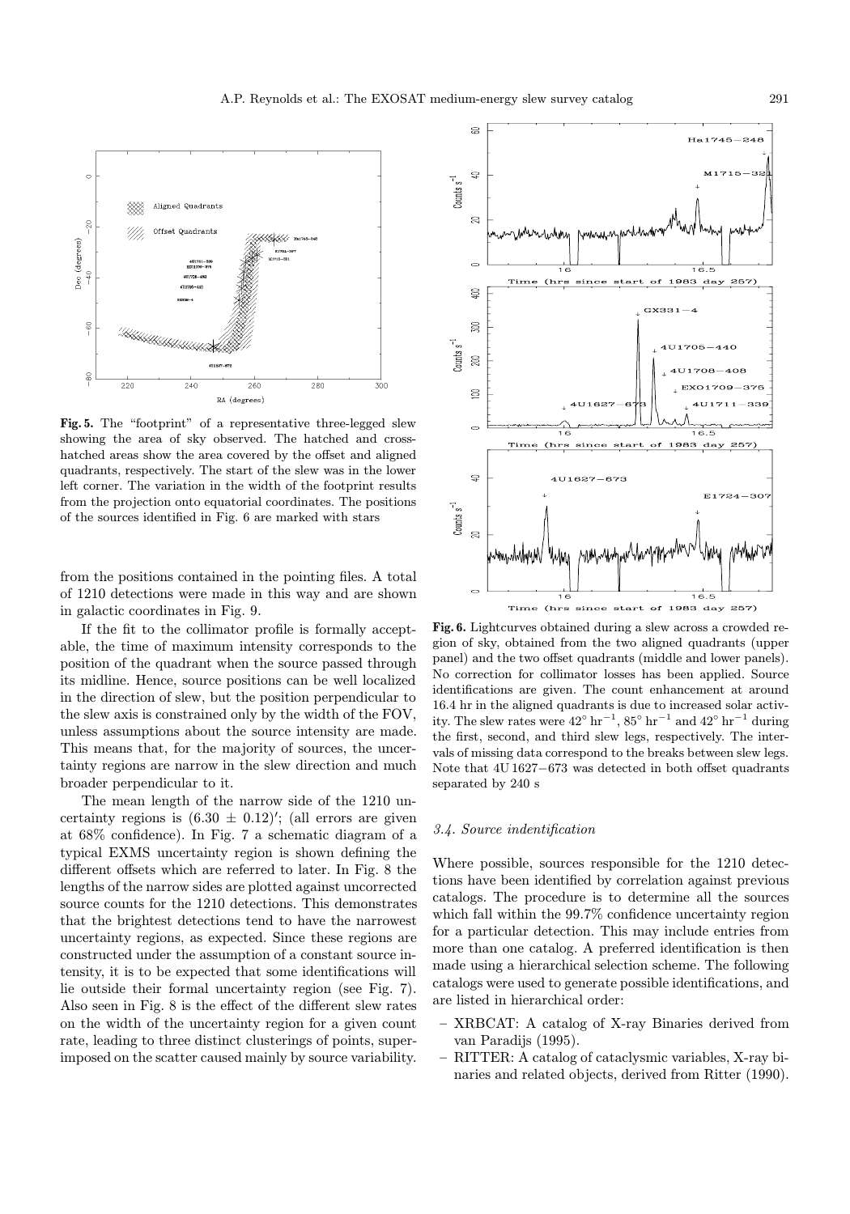**Fig. 5.** The "footprint" of a representative three-legged slew showing the area of sky observed. The hatched and cross-hatched areas show the area covered by the offset and aligned quadrants, respectively. The start of the slew was in the lower left corner. The variation in the width of the footprint results from the projection onto equatorial coordinates. The positions of the sources identified in Fig. 6 are marked with stars

from the positions contained in the pointing files. A total of 1210 detections were made in this way and are shown in galactic coordinates in Fig. 9.

If the fit to the collimator profile is formally acceptable, the time of maximum intensity corresponds to the position of the quadrant when the source passed through its midline. Hence, source positions can be well localized in the direction of slew, but the position perpendicular to the slew axis is constrained only by the width of the FOV, unless assumptions about the source intensity are made. This means that, for the majority of sources, the uncertainty regions are narrow in the slew direction and much broader perpendicular to it.

The mean length of the narrow side of the 1210 uncertainty regions is $(6.30 \pm 0.12)'$; (all errors are given at 68% confidence). In Fig. 7 a schematic diagram of a typical EXMS uncertainty region is shown defining the different offsets which are referred to later. In Fig. 8 the lengths of the narrow sides are plotted against uncorrected source counts for the 1210 detections. This demonstrates that the brightest detections tend to have the narrowest uncertainty regions, as expected. Since these regions are constructed under the assumption of a constant source intensity, it is to be expected that some identifications will lie outside their formal uncertainty region (see Fig. 7). Also seen in Fig. 8 is the effect of the different slew rates on the width of the uncertainty region for a given count rate, leading to three distinct clusterings of points, superimposed on the scatter caused mainly by source variability.

**Fig. 6.** Lightcurves obtained during a slew across a crowded region of sky, obtained from the two aligned quadrants (upper panel) and the two offset quadrants (middle and lower panels). No correction for collimator losses has been applied. Source identifications are given. The count enhancement at around 16.4 hr in the aligned quadrants is due to increased solar activity. The slew rates were $42^\circ$ hr$^{-1}$, $85^\circ$ hr$^{-1}$ and $42^\circ$ hr$^{-1}$ during the first, second, and third slew legs, respectively. The intervals of missing data correspond to the breaks between slew legs. Note that 4U 1627$-$673 was detected in both offset quadrants separated by 240 s

### 3.4. Source indentification

Where possible, sources responsible for the 1210 detections have been identified by correlation against previous catalogs. The procedure is to determine all the sources which fall within the 99.7% confidence uncertainty region for a particular detection. This may include entries from more than one catalog. A preferred identification is then made using a hierarchical selection scheme. The following catalogs were used to generate possible identifications, and are listed in hierarchical order:

- XRBCAT: A catalog of X-ray Binaries derived from van Paradijs (1995).
- RITTER: A catalog of cataclysmic variables, X-ray binaries and related objects, derived from Ritter (1990).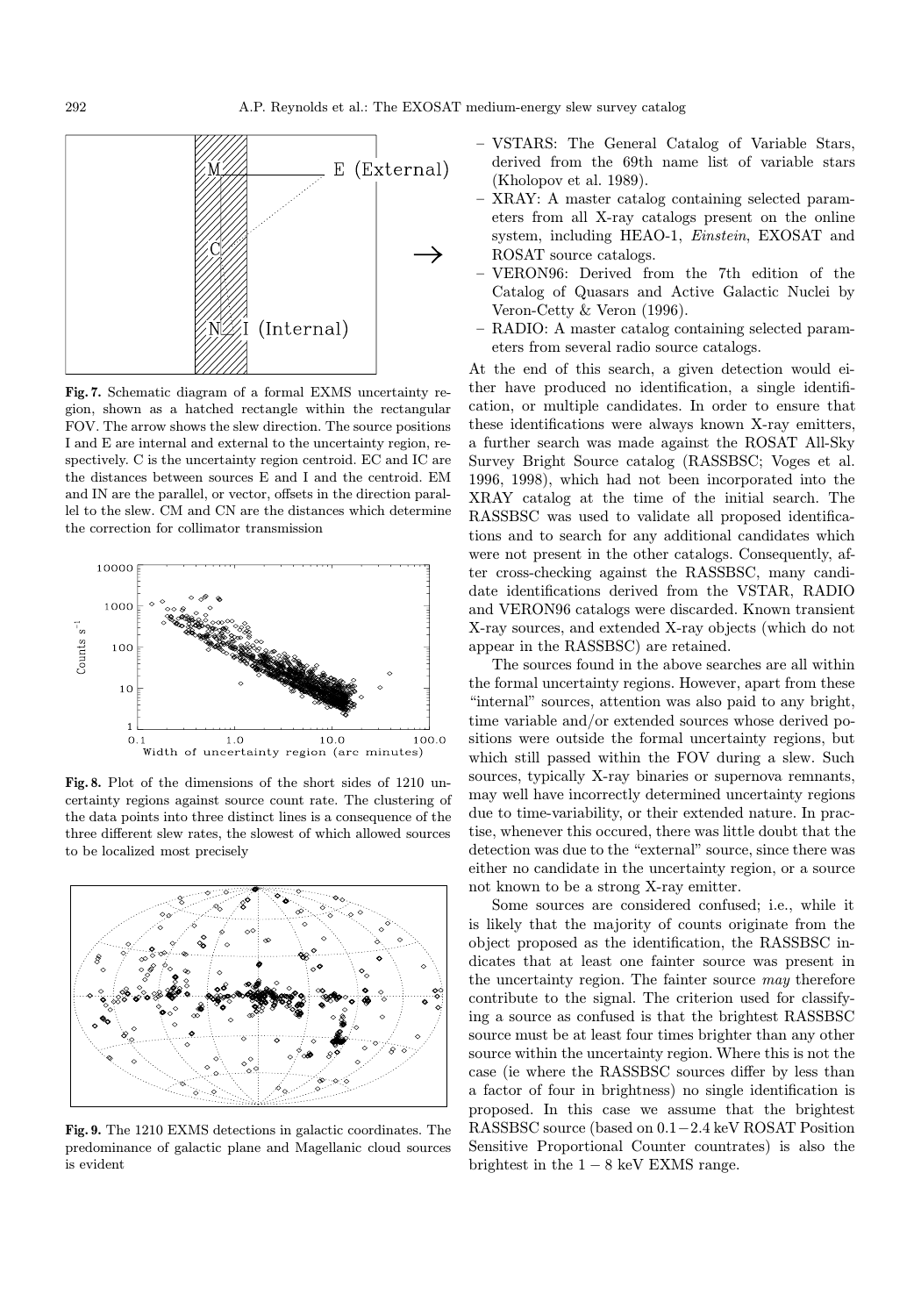Fig. 7. Schematic diagram of a formal EXMS uncertainty region, shown as a hatched rectangle within the rectangular FOV. The arrow shows the slew direction. The source positions I and E are internal and external to the uncertainty region, respectively. C is the uncertainty region centroid. EC and IC are the distances between sources E and I and the centroid. EM and IN are the parallel, or vector, offsets in the direction parallel to the slew. CM and CN are the distances which determine the correction for collimator transmission

Fig. 8. Plot of the dimensions of the short sides of 1210 uncertainty regions against source count rate. The clustering of the data points into three distinct lines is a consequence of the three different slew rates, the slowest of which allowed sources to be localized most precisely

Fig. 9. The 1210 EXMS detections in galactic coordinates. The predominance of galactic plane and Magellanic cloud sources is evident

- VSTARS: The General Catalog of Variable Stars, derived from the 69th name list of variable stars (Kholopov et al. 1989).
- XRAY: A master catalog containing selected parameters from all X-ray catalogs present on the online system, including HEAO-1, *Einstein*, EXOSAT and ROSAT source catalogs.
- VERON96: Derived from the 7th edition of the Catalog of Quasars and Active Galactic Nuclei by Veron-Cetty & Veron (1996).
- RADIO: A master catalog containing selected parameters from several radio source catalogs.

At the end of this search, a given detection would either have produced no identification, a single identification, or multiple candidates. In order to ensure that these identifications were always known X-ray emitters, a further search was made against the ROSAT All-Sky Survey Bright Source catalog (RASSBSC; Voges et al. 1996, 1998), which had not been incorporated into the XRAY catalog at the time of the initial search. The RASSBSC was used to validate all proposed identifications and to search for any additional candidates which were not present in the other catalogs. Consequently, after cross-checking against the RASSBSC, many candidate identifications derived from the VSTAR, RADIO and VERON96 catalogs were discarded. Known transient X-ray sources, and extended X-ray objects (which do not appear in the RASSBSC) are retained.

The sources found in the above searches are all within the formal uncertainty regions. However, apart from these "internal" sources, attention was also paid to any bright, time variable and/or extended sources whose derived positions were outside the formal uncertainty regions, but which still passed within the FOV during a slew. Such sources, typically X-ray binaries or supernova remnants, may well have incorrectly determined uncertainty regions due to time-variability, or their extended nature. In practise, whenever this occured, there was little doubt that the detection was due to the "external" source, since there was either no candidate in the uncertainty region, or a source not known to be a strong X-ray emitter.

Some sources are considered confused; i.e., while it is likely that the majority of counts originate from the object proposed as the identification, the RASSBSC indicates that at least one fainter source was present in the uncertainty region. The fainter source *may* therefore contribute to the signal. The criterion used for classifying a source as confused is that the brightest RASSBSC source must be at least four times brighter than any other source within the uncertainty region. Where this is not the case (ie where the RASSBSC sources differ by less than a factor of four in brightness) no single identification is proposed. In this case we assume that the brightest RASSBSC source (based on $0.1-2.4$ keV ROSAT Position Sensitive Proportional Counter countrates) is also the brightest in the $1-8$ keV EXMS range.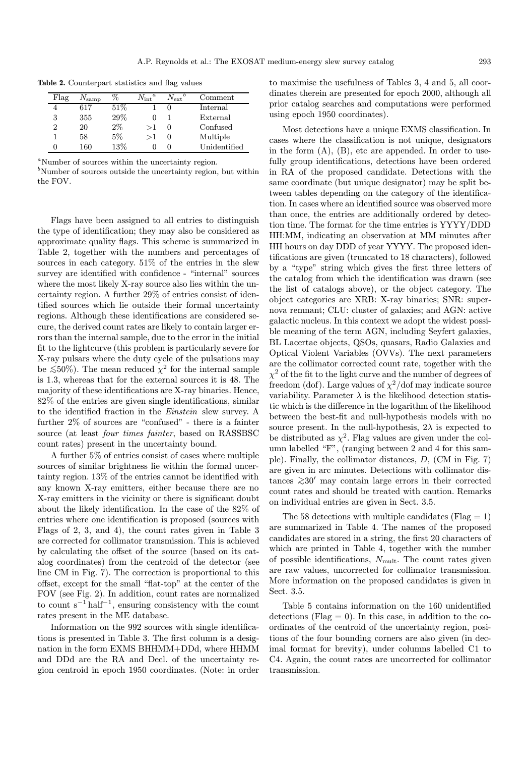**Table 2.** Counterpart statistics and flag values

| Flag | $N_{\rm samp}$ | % | $N_{\rm int}$ [a] | $N_{\rm ext}$ [b] | Comment |
|---|---|---|---|---|---|
| 4 | 617 | 51% | 1 | 0 | Internal |
| 3 | 355 | 29% | 0 | 1 | External |
| 2 | 20 | 2% | >1 | 0 | Confused |
| 1 | 58 | 5% | >1 | 0 | Multiple |
| 0 | 160 | 13% | 0 | 0 | Unidentified |

[a]Number of sources within the uncertainty region.
[b]Number of sources outside the uncertainty region, but within the FOV.

Flags have been assigned to all entries to distinguish the type of identification; they may also be considered as approximate quality flags. This scheme is summarized in Table 2, together with the numbers and percentages of sources in each category. 51% of the entries in the slew survey are identified with confidence - "internal" sources where the most likely X-ray source also lies within the uncertainty region. A further 29% of entries consist of identified sources which lie outside their formal uncertainty regions. Although these identifications are considered secure, the derived count rates are likely to contain larger errors than the internal sample, due to the error in the initial fit to the lightcurve (this problem is particularly severe for X-ray pulsars where the duty cycle of the pulsations may be $\lesssim$50%). The mean reduced $\chi^2$ for the internal sample is 1.3, whereas that for the external sources it is 48. The majority of these identifications are X-ray binaries. Hence, 82% of the entries are given single identifications, similar to the identified fraction in the *Einstein* slew survey. A further 2% of sources are "confused" - there is a fainter source (at least *four times fainter*, based on RASSBSC count rates) present in the uncertainty bound.

A further 5% of entries consist of cases where multiple sources of similar brightness lie within the formal uncertainty region. 13% of the entries cannot be identified with any known X-ray emitters, either because there are no X-ray emitters in the vicinity or there is significant doubt about the likely identification. In the case of the 82% of entries where one identification is proposed (sources with Flags of 2, 3, and 4), the count rates given in Table 3 are corrected for collimator transmission. This is achieved by calculating the offset of the source (based on its catalog coordinates) from the centroid of the detector (see line CM in Fig. 7). The correction is proportional to this offset, except for the small "flat-top" at the center of the FOV (see Fig. 2). In addition, count rates are normalized to count $\rm s^{-1}\,half^{-1}$, ensuring consistency with the count rates present in the ME database.

Information on the 992 sources with single identifications is presented in Table 3. The first column is a designation in the form EXMS BHHMM+DDd, where HHMM and DDd are the RA and Decl. of the uncertainty region centroid in epoch 1950 coordinates. (Note: in order to maximise the usefulness of Tables 3, 4 and 5, all coordinates therein are presented for epoch 2000, although all prior catalog searches and computations were performed using epoch 1950 coordinates).

Most detections have a unique EXMS classification. In cases where the classification is not unique, designators in the form (A), (B), etc are appended. In order to usefully group identifications, detections have been ordered in RA of the proposed candidate. Detections with the same coordinate (but unique designator) may be split between tables depending on the category of the identification. In cases where an identified source was observed more than once, the entries are additionally ordered by detection time. The format for the time entries is YYYY/DDD HH:MM, indicating an observation at MM minutes after HH hours on day DDD of year YYYY. The proposed identifications are given (truncated to 18 characters), followed by a "type" string which gives the first three letters of the catalog from which the identification was drawn (see the list of catalogs above), or the object category. The object categories are XRB: X-ray binaries; SNR: supernova remnant; CLU: cluster of galaxies; and AGN: active galactic nucleus. In this context we adopt the widest possible meaning of the term AGN, including Seyfert galaxies, BL Lacertae objects, QSOs, quasars, Radio Galaxies and Optical Violent Variables (OVVs). The next parameters are the collimator corrected count rate, together with the $\chi^2$ of the fit to the light curve and the number of degrees of freedom (dof). Large values of $\chi^2$/dof may indicate source variability. Parameter $\lambda$ is the likelihood detection statistic which is the difference in the logarithm of the likelihood between the best-fit and null-hypothesis models with no source present. In the null-hypothesis, $2\lambda$ is expected to be distributed as $\chi^2$. Flag values are given under the column labelled "F", (ranging between 2 and 4 for this sample). Finally, the collimator distances, $D$, (CM in Fig. 7) are given in arc minutes. Detections with collimator distances $\gtrsim 30'$ may contain large errors in their corrected count rates and should be treated with caution. Remarks on individual entries are given in Sect. 3.5.

The 58 detections with multiple candidates (Flag = 1) are summarized in Table 4. The names of the proposed candidates are stored in a string, the first 20 characters of which are printed in Table 4, together with the number of possible identifications, $N_{\rm mult}$. The count rates given are raw values, uncorrected for collimator transmission. More information on the proposed candidates is given in Sect. 3.5.

Table 5 contains information on the 160 unidentified detections (Flag = 0). In this case, in addition to the coordinates of the centroid of the uncertainty region, positions of the four bounding corners are also given (in decimal format for brevity), under columns labelled C1 to C4. Again, the count rates are uncorrected for collimator transmission.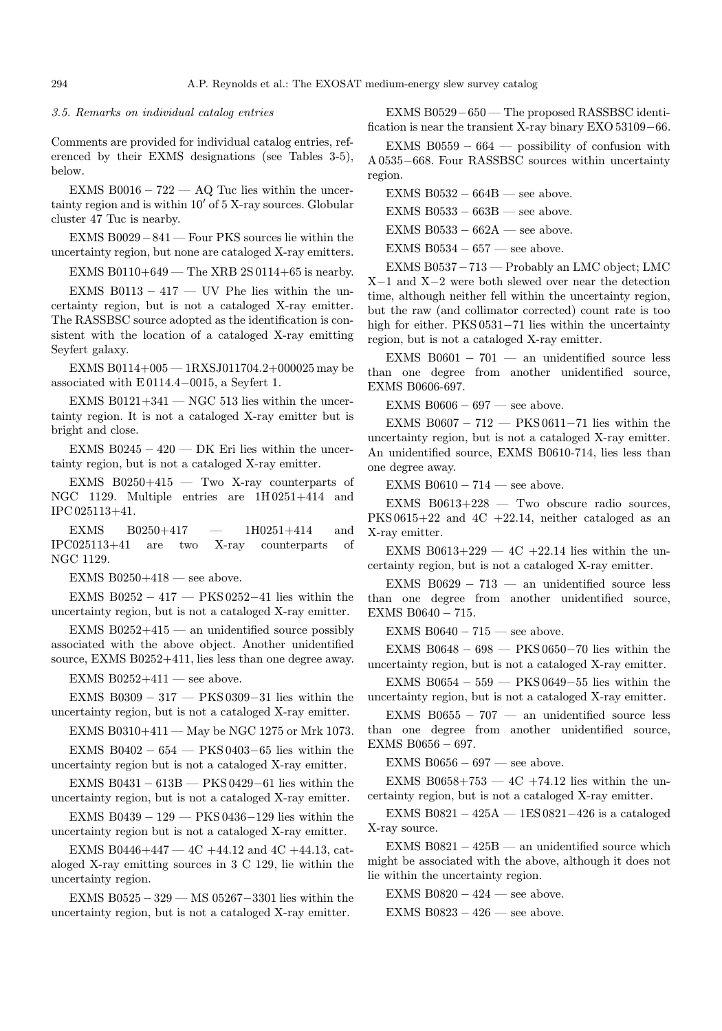### 3.5. Remarks on individual catalog entries

Comments are provided for individual catalog entries, referenced by their EXMS designations (see Tables 3-5), below.

EXMS B0016 − 722 — AQ Tuc lies within the uncertainty region and is within 10′ of 5 X-ray sources. Globular cluster 47 Tuc is nearby.

EXMS B0029 − 841 — Four PKS sources lie within the uncertainty region, but none are cataloged X-ray emitters.

EXMS B0110+649 — The XRB 2S 0114+65 is nearby.

EXMS B0113 − 417 — UV Phe lies within the uncertainty region, but is not a cataloged X-ray emitter. The RASSBSC source adopted as the identification is consistent with the location of a cataloged X-ray emitting Seyfert galaxy.

EXMS B0114+005 — 1RXSJ011704.2+000025 may be associated with E 0114.4−0015, a Seyfert 1.

EXMS B0121+341 — NGC 513 lies within the uncertainty region. It is not a cataloged X-ray emitter but is bright and close.

EXMS B0245 − 420 — DK Eri lies within the uncertainty region, but is not a cataloged X-ray emitter.

EXMS B0250+415 — Two X-ray counterparts of NGC 1129. Multiple entries are 1H 0251+414 and IPC 025113+41.

EXMS B0250+417 — 1H0251+414 and IPC025113+41 are two X-ray counterparts of NGC 1129.

EXMS B0250+418 — see above.

EXMS B0252 − 417 — PKS 0252−41 lies within the uncertainty region, but is not a cataloged X-ray emitter.

EXMS B0252+415 — an unidentified source possibly associated with the above object. Another unidentified source, EXMS B0252+411, lies less than one degree away.

EXMS B0252+411 — see above.

EXMS B0309 − 317 — PKS 0309−31 lies within the uncertainty region, but is not a cataloged X-ray emitter.

EXMS B0310+411 — May be NGC 1275 or Mrk 1073.

EXMS B0402 − 654 — PKS 0403−65 lies within the uncertainty region but is not a cataloged X-ray emitter.

EXMS B0431 − 613B — PKS 0429−61 lies within the uncertainty region, but is not a cataloged X-ray emitter.

EXMS B0439 − 129 — PKS 0436−129 lies within the uncertainty region but is not a cataloged X-ray emitter.

EXMS B0446+447 — 4C +44.12 and 4C +44.13, cataloged X-ray emitting sources in 3 C 129, lie within the uncertainty region.

EXMS B0525 − 329 — MS 05267−3301 lies within the uncertainty region, but is not a cataloged X-ray emitter.

EXMS B0529 − 650 — The proposed RASSBSC identification is near the transient X-ray binary EXO 53109−66.

EXMS B0559 − 664 — possibility of confusion with A 0535−668. Four RASSBSC sources within uncertainty region.

EXMS B0532 − 664B — see above.

EXMS B0533 − 663B — see above.

EXMS B0533 − 662A — see above.

EXMS B0534 − 657 — see above.

EXMS B0537 − 713 — Probably an LMC object; LMC X−1 and X−2 were both slewed over near the detection time, although neither fell within the uncertainty region, but the raw (and collimator corrected) count rate is too high for either. PKS 0531−71 lies within the uncertainty region, but is not a cataloged X-ray emitter.

EXMS B0601 − 701 — an unidentified source less than one degree from another unidentified source, EXMS B0606-697.

EXMS B0606 − 697 — see above.

EXMS B0607 − 712 — PKS 0611−71 lies within the uncertainty region, but is not a cataloged X-ray emitter. An unidentified source, EXMS B0610-714, lies less than one degree away.

EXMS B0610 − 714 — see above.

EXMS B0613+228 — Two obscure radio sources, PKS 0615+22 and 4C +22.14, neither cataloged as an X-ray emitter.

EXMS B0613+229 — 4C +22.14 lies within the uncertainty region, but is not a cataloged X-ray emitter.

EXMS B0629 − 713 — an unidentified source less than one degree from another unidentified source, EXMS B0640 − 715.

EXMS B0640 − 715 — see above.

EXMS B0648 − 698 — PKS 0650−70 lies within the uncertainty region, but is not a cataloged X-ray emitter.

EXMS B0654 − 559 — PKS 0649−55 lies within the uncertainty region, but is not a cataloged X-ray emitter.

EXMS B0655 − 707 — an unidentified source less than one degree from another unidentified source, EXMS B0656 − 697.

EXMS B0656 − 697 — see above.

EXMS B0658+753 — 4C +74.12 lies within the uncertainty region, but is not a cataloged X-ray emitter.

EXMS B0821 − 425A — 1ES 0821−426 is a cataloged X-ray source.

EXMS B0821 − 425B — an unidentified source which might be associated with the above, although it does not lie within the uncertainty region.

EXMS B0820 − 424 — see above.

EXMS B0823 − 426 — see above.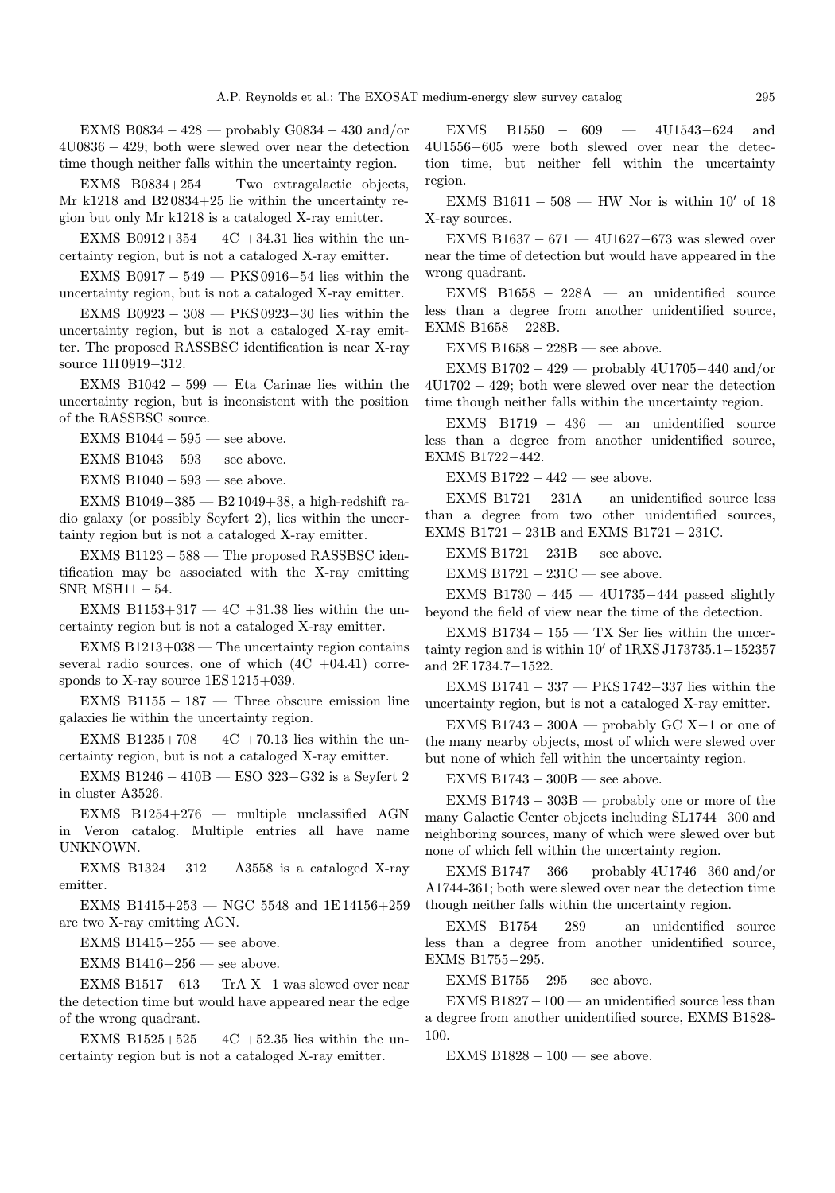EXMS B0834 − 428 — probably G0834 − 430 and/or 4U0836 − 429; both were slewed over near the detection time though neither falls within the uncertainty region.

EXMS B0834+254 — Two extragalactic objects, Mr k1218 and B2 0834+25 lie within the uncertainty region but only Mr k1218 is a cataloged X-ray emitter.

EXMS B0912+354 — 4C +34.31 lies within the uncertainty region, but is not a cataloged X-ray emitter.

EXMS B0917 − 549 — PKS 0916−54 lies within the uncertainty region, but is not a cataloged X-ray emitter.

EXMS B0923 − 308 — PKS 0923−30 lies within the uncertainty region, but is not a cataloged X-ray emitter. The proposed RASSBSC identification is near X-ray source 1H 0919−312.

EXMS B1042 − 599 — Eta Carinae lies within the uncertainty region, but is inconsistent with the position of the RASSBSC source.

EXMS B1044 − 595 — see above.

EXMS B1043 − 593 — see above.

EXMS B1040 − 593 — see above.

EXMS B1049+385 — B2 1049+38, a high-redshift radio galaxy (or possibly Seyfert 2), lies within the uncertainty region but is not a cataloged X-ray emitter.

EXMS B1123 − 588 — The proposed RASSBSC identification may be associated with the X-ray emitting SNR MSH11 − 54.

EXMS B1153+317 — 4C +31.38 lies within the uncertainty region but is not a cataloged X-ray emitter.

EXMS B1213+038 — The uncertainty region contains several radio sources, one of which (4C +04.41) corresponds to X-ray source 1ES 1215+039.

EXMS B1155 − 187 — Three obscure emission line galaxies lie within the uncertainty region.

EXMS B1235+708 — 4C +70.13 lies within the uncertainty region, but is not a cataloged X-ray emitter.

EXMS B1246 − 410B — ESO 323−G32 is a Seyfert 2 in cluster A3526.

EXMS B1254+276 — multiple unclassified AGN in Veron catalog. Multiple entries all have name UNKNOWN.

EXMS B1324 − 312 — A3558 is a cataloged X-ray emitter.

EXMS B1415+253 — NGC 5548 and 1E 14156+259 are two X-ray emitting AGN.

EXMS B1415+255 — see above.

EXMS B1416+256 — see above.

EXMS B1517 − 613 — TrA X−1 was slewed over near the detection time but would have appeared near the edge of the wrong quadrant.

EXMS B1525+525 — 4C +52.35 lies within the uncertainty region but is not a cataloged X-ray emitter.

EXMS B1550 − 609 — 4U1543−624 and 4U1556−605 were both slewed over near the detection time, but neither fell within the uncertainty region.

EXMS B1611 − 508 — HW Nor is within 10′ of 18 X-ray sources.

EXMS B1637 − 671 — 4U1627−673 was slewed over near the time of detection but would have appeared in the wrong quadrant.

EXMS B1658 − 228A — an unidentified source less than a degree from another unidentified source, EXMS B1658 − 228B.

EXMS B1658 − 228B — see above.

EXMS B1702 − 429 — probably 4U1705−440 and/or 4U1702 − 429; both were slewed over near the detection time though neither falls within the uncertainty region.

EXMS B1719 − 436 — an unidentified source less than a degree from another unidentified source, EXMS B1722−442.

EXMS B1722 − 442 — see above.

EXMS B1721 − 231A — an unidentified source less than a degree from two other unidentified sources, EXMS B1721 − 231B and EXMS B1721 − 231C.

EXMS B1721 − 231B — see above.

EXMS B1721 − 231C — see above.

EXMS B1730 − 445 — 4U1735−444 passed slightly beyond the field of view near the time of the detection.

EXMS B1734 − 155 — TX Ser lies within the uncertainty region and is within 10′ of 1RXS J173735.1−152357 and 2E 1734.7−1522.

EXMS B1741 − 337 — PKS 1742−337 lies within the uncertainty region, but is not a cataloged X-ray emitter.

EXMS B1743 − 300A — probably GC X−1 or one of the many nearby objects, most of which were slewed over but none of which fell within the uncertainty region.

EXMS B1743 − 300B — see above.

EXMS B1743 − 303B — probably one or more of the many Galactic Center objects including SL1744−300 and neighboring sources, many of which were slewed over but none of which fell within the uncertainty region.

EXMS B1747 − 366 — probably 4U1746−360 and/or A1744-361; both were slewed over near the detection time though neither falls within the uncertainty region.

EXMS B1754 − 289 — an unidentified source less than a degree from another unidentified source, EXMS B1755−295.

EXMS B1755 − 295 — see above.

EXMS B1827 − 100 — an unidentified source less than a degree from another unidentified source, EXMS B1828-100.

EXMS B1828 − 100 — see above.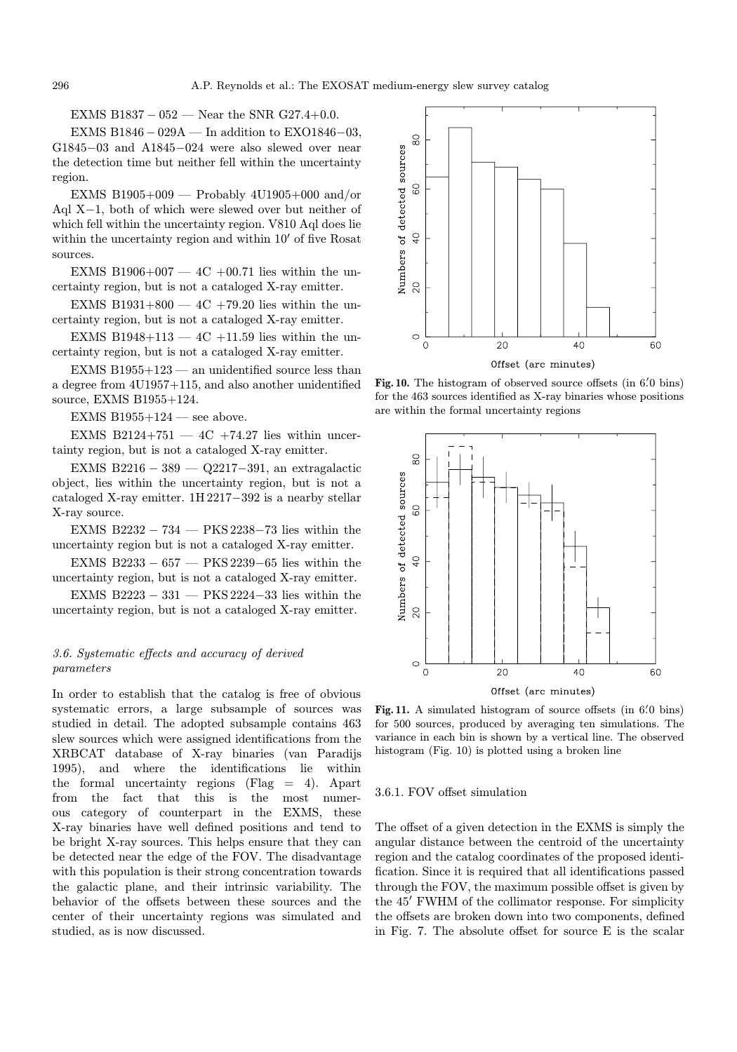EXMS B1837 − 052 — Near the SNR G27.4+0.0.

EXMS B1846 − 029A — In addition to EXO1846−03, G1845−03 and A1845−024 were also slewed over near the detection time but neither fell within the uncertainty region.

EXMS B1905+009 — Probably 4U1905+000 and/or Aql X−1, both of which were slewed over but neither of which fell within the uncertainty region. V810 Aql does lie within the uncertainty region and within 10′ of five Rosat sources.

EXMS B1906+007 — 4C +00.71 lies within the uncertainty region, but is not a cataloged X-ray emitter.

EXMS B1931+800 — 4C +79.20 lies within the uncertainty region, but is not a cataloged X-ray emitter.

EXMS B1948+113 — 4C +11.59 lies within the uncertainty region, but is not a cataloged X-ray emitter.

EXMS B1955+123 — an unidentified source less than a degree from 4U1957+115, and also another unidentified source, EXMS B1955+124.

EXMS B1955+124 — see above.

EXMS B2124+751 — 4C +74.27 lies within uncertainty region, but is not a cataloged X-ray emitter.

EXMS B2216 − 389 — Q2217−391, an extragalactic object, lies within the uncertainty region, but is not a cataloged X-ray emitter. 1H 2217−392 is a nearby stellar X-ray source.

EXMS B2232 − 734 — PKS 2238−73 lies within the uncertainty region but is not a cataloged X-ray emitter.

EXMS B2233 − 657 — PKS 2239−65 lies within the uncertainty region, but is not a cataloged X-ray emitter.

EXMS B2223 − 331 — PKS 2224−33 lies within the uncertainty region, but is not a cataloged X-ray emitter.

### *3.6. Systematic effects and accuracy of derived parameters*

In order to establish that the catalog is free of obvious systematic errors, a large subsample of sources was studied in detail. The adopted subsample contains 463 slew sources which were assigned identifications from the XRBCAT database of X-ray binaries (van Paradijs 1995), and where the identifications lie within the formal uncertainty regions (Flag = 4). Apart from the fact that this is the most numerous category of counterpart in the EXMS, these X-ray binaries have well defined positions and tend to be bright X-ray sources. This helps ensure that they can be detected near the edge of the FOV. The disadvantage with this population is their strong concentration towards the galactic plane, and their intrinsic variability. The behavior of the offsets between these sources and the center of their uncertainty regions was simulated and studied, as is now discussed.

**Fig. 10.** The histogram of observed source offsets (in 6.′0 bins) for the 463 sources identified as X-ray binaries whose positions are within the formal uncertainty regions

**Fig. 11.** A simulated histogram of source offsets (in 6.′0 bins) for 500 sources, produced by averaging ten simulations. The variance in each bin is shown by a vertical line. The observed histogram (Fig. 10) is plotted using a broken line

#### 3.6.1. FOV offset simulation

The offset of a given detection in the EXMS is simply the angular distance between the centroid of the uncertainty region and the catalog coordinates of the proposed identification. Since it is required that all identifications passed through the FOV, the maximum possible offset is given by the 45′ FWHM of the collimator response. For simplicity the offsets are broken down into two components, defined in Fig. 7. The absolute offset for source E is the scalar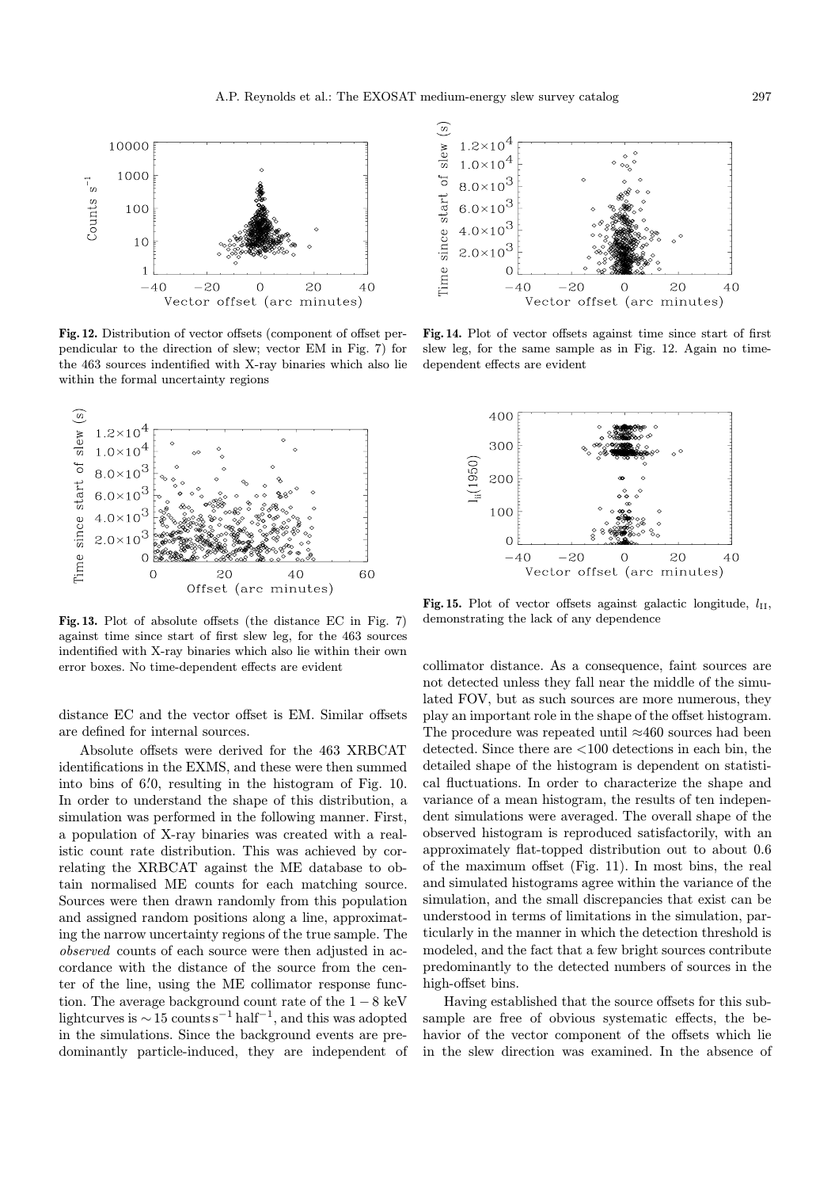Fig. 12. Distribution of vector offsets (component of offset perpendicular to the direction of slew; vector EM in Fig. 7) for the 463 sources indentified with X-ray binaries which also lie within the formal uncertainty regions

Fig. 13. Plot of absolute offsets (the distance EC in Fig. 7) against time since start of first slew leg, for the 463 sources indentified with X-ray binaries which also lie within their own error boxes. No time-dependent effects are evident

Fig. 14. Plot of vector offsets against time since start of first slew leg, for the same sample as in Fig. 12. Again no time-dependent effects are evident

Fig. 15. Plot of vector offsets against galactic longitude, $l_{\rm II}$, demonstrating the lack of any dependence

distance EC and the vector offset is EM. Similar offsets are defined for internal sources.

Absolute offsets were derived for the 463 XRBCAT identifications in the EXMS, and these were then summed into bins of 6$'$.0, resulting in the histogram of Fig. 10. In order to understand the shape of this distribution, a simulation was performed in the following manner. First, a population of X-ray binaries was created with a realistic count rate distribution. This was achieved by correlating the XRBCAT against the ME database to obtain normalised ME counts for each matching source. Sources were then drawn randomly from this population and assigned random positions along a line, approximating the narrow uncertainty regions of the true sample. The *observed* counts of each source were then adjusted in accordance with the distance of the source from the center of the line, using the ME collimator response function. The average background count rate of the $1-8$ keV lightcurves is $\sim 15$ counts s$^{-1}$ half$^{-1}$, and this was adopted in the simulations. Since the background events are predominantly particle-induced, they are independent of collimator distance. As a consequence, faint sources are not detected unless they fall near the middle of the simulated FOV, but as such sources are more numerous, they play an important role in the shape of the offset histogram. The procedure was repeated until $\approx$460 sources had been detected. Since there are $<$100 detections in each bin, the detailed shape of the histogram is dependent on statistical fluctuations. In order to characterize the shape and variance of a mean histogram, the results of ten independent simulations were averaged. The overall shape of the observed histogram is reproduced satisfactorily, with an approximately flat-topped distribution out to about 0.6 of the maximum offset (Fig. 11). In most bins, the real and simulated histograms agree within the variance of the simulation, and the small discrepancies that exist can be understood in terms of limitations in the simulation, particularly in the manner in which the detection threshold is modeled, and the fact that a few bright sources contribute predominantly to the detected numbers of sources in the high-offset bins.

Having established that the source offsets for this subsample are free of obvious systematic effects, the behavior of the vector component of the offsets which lie in the slew direction was examined. In the absence of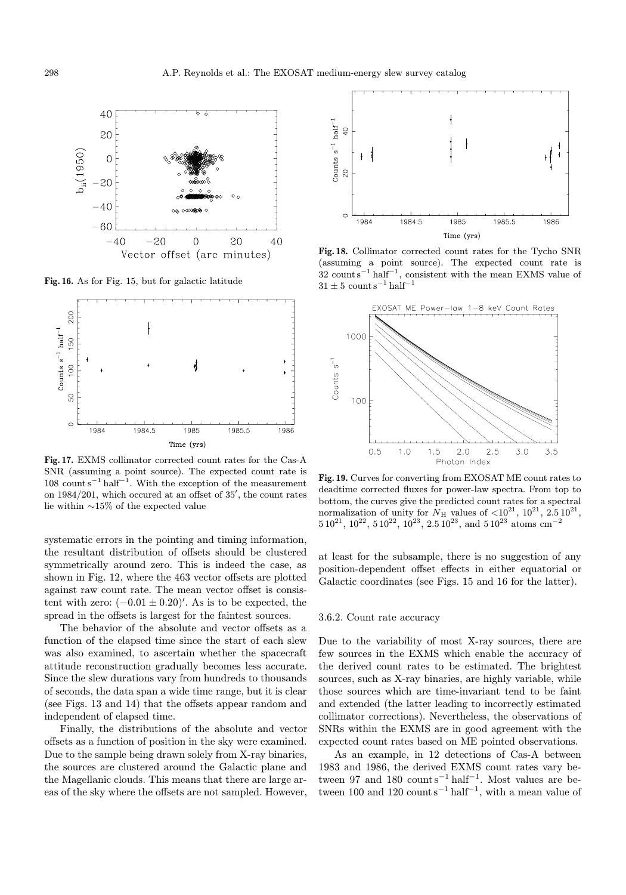**Fig. 16.** As for Fig. 15, but for galactic latitude

**Fig. 17.** EXMS collimator corrected count rates for the Cas-A SNR (assuming a point source). The expected count rate is 108 count $s^{-1}$ $half^{-1}$. With the exception of the measurement on 1984/201, which occured at an offset of 35′, the count rates lie within ∼15% of the expected value

**Fig. 18.** Collimator corrected count rates for the Tycho SNR (assuming a point source). The expected count rate is 32 count $s^{-1}$ $half^{-1}$, consistent with the mean EXMS value of $31 \pm 5$ count $s^{-1}$ $half^{-1}$

**Fig. 19.** Curves for converting from EXOSAT ME count rates to deadtime corrected fluxes for power-law spectra. From top to bottom, the curves give the predicted count rates for a spectral normalization of unity for $N_{\rm H}$ values of $<10^{21}$, $10^{21}$, $2.5\,10^{21}$, $5\,10^{21}$, $10^{22}$, $5\,10^{22}$, $10^{23}$, $2.5\,10^{23}$, and $5\,10^{23}$ atoms $cm^{-2}$

systematic errors in the pointing and timing information, the resultant distribution of offsets should be clustered symmetrically around zero. This is indeed the case, as shown in Fig. 12, where the 463 vector offsets are plotted against raw count rate. The mean vector offset is consistent with zero: $(-0.01 \pm 0.20)'$. As is to be expected, the spread in the offsets is largest for the faintest sources.

The behavior of the absolute and vector offsets as a function of the elapsed time since the start of each slew was also examined, to ascertain whether the spacecraft attitude reconstruction gradually becomes less accurate. Since the slew durations vary from hundreds to thousands of seconds, the data span a wide time range, but it is clear (see Figs. 13 and 14) that the offsets appear random and independent of elapsed time.

Finally, the distributions of the absolute and vector offsets as a function of position in the sky were examined. Due to the sample being drawn solely from X-ray binaries, the sources are clustered around the Galactic plane and the Magellanic clouds. This means that there are large areas of the sky where the offsets are not sampled. However, at least for the subsample, there is no suggestion of any position-dependent offset effects in either equatorial or Galactic coordinates (see Figs. 15 and 16 for the latter).

### 3.6.2. Count rate accuracy

Due to the variability of most X-ray sources, there are few sources in the EXMS which enable the accuracy of the derived count rates to be estimated. The brightest sources, such as X-ray binaries, are highly variable, while those sources which are time-invariant tend to be faint and extended (the latter leading to incorrectly estimated collimator corrections). Nevertheless, the observations of SNRs within the EXMS are in good agreement with the expected count rates based on ME pointed observations.

As an example, in 12 detections of Cas-A between 1983 and 1986, the derived EXMS count rates vary between 97 and 180 count $s^{-1}$ $half^{-1}$. Most values are between 100 and 120 count $s^{-1}$ $half^{-1}$, with a mean value of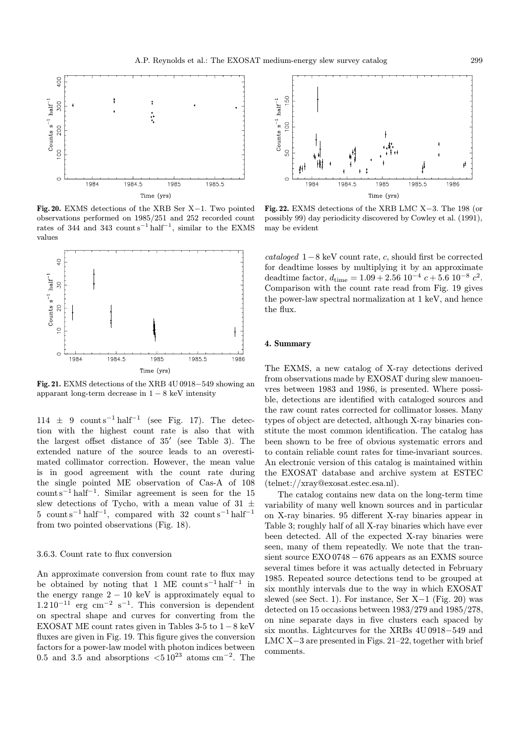Fig. 20. EXMS detections of the XRB Ser X−1. Two pointed observations performed on 1985/251 and 252 recorded count rates of 344 and 343 count s$^{-1}$ half$^{-1}$, similar to the EXMS values

Fig. 21. EXMS detections of the XRB 4U 0918−549 showing an apparant long-term decrease in 1 − 8 keV intensity

Fig. 22. EXMS detections of the XRB LMC X−3. The 198 (or possibly 99) day periodicity discovered by Cowley et al. (1991), may be evident

114 ± 9 count s$^{-1}$ half$^{-1}$ (see Fig. 17). The detection with the highest count rate is also that with the largest offset distance of 35′ (see Table 3). The extended nature of the source leads to an overestimated collimator correction. However, the mean value is in good agreement with the count rate during the single pointed ME observation of Cas-A of 108 count s$^{-1}$ half$^{-1}$. Similar agreement is seen for the 15 slew detections of Tycho, with a mean value of 31 ± 5 count s$^{-1}$ half$^{-1}$, compared with 32 count s$^{-1}$ half$^{-1}$ from two pointed observations (Fig. 18).

### 3.6.3. Count rate to flux conversion

An approximate conversion from count rate to flux may be obtained by noting that 1 ME count s$^{-1}$ half$^{-1}$ in the energy range 2 − 10 keV is approximately equal to $1.2\,10^{-11}$ erg cm$^{-2}$ s$^{-1}$. This conversion is dependent on spectral shape and curves for converting from the EXOSAT ME count rates given in Tables 3-5 to 1 − 8 keV fluxes are given in Fig. 19. This figure gives the conversion factors for a power-law model with photon indices between 0.5 and 3.5 and absorptions $<5\,10^{23}$ atoms cm$^{-2}$. The *cataloged* 1 − 8 keV count rate, $c$, should first be corrected for deadtime losses by multiplying it by an approximate deadtime factor, $d_{\rm time} = 1.09 + 2.56\ 10^{-4}\ c + 5.6\ 10^{-8}\ c^2$. Comparison with the count rate read from Fig. 19 gives the power-law spectral normalization at 1 keV, and hence the flux.

## 4. Summary

The EXMS, a new catalog of X-ray detections derived from observations made by EXOSAT during slew manoeuvres between 1983 and 1986, is presented. Where possible, detections are identified with cataloged sources and the raw count rates corrected for collimator losses. Many types of object are detected, although X-ray binaries constitute the most common identification. The catalog has been shown to be free of obvious systematic errors and to contain reliable count rates for time-invariant sources. An electronic version of this catalog is maintained within the EXOSAT database and archive system at ESTEC (telnet://xray@exosat.estec.esa.nl).

The catalog contains new data on the long-term time variability of many well known sources and in particular on X-ray binaries. 95 different X-ray binaries appear in Table 3; roughly half of all X-ray binaries which have ever been detected. All of the expected X-ray binaries were seen, many of them repeatedly. We note that the transient source EXO 0748 − 676 appears as an EXMS source several times before it was actually detected in February 1985. Repeated source detections tend to be grouped at six monthly intervals due to the way in which EXOSAT slewed (see Sect. 1). For instance, Ser X−1 (Fig. 20) was detected on 15 occasions between 1983/279 and 1985/278, on nine separate days in five clusters each spaced by six months. Lightcurves for the XRBs 4U 0918−549 and LMC X−3 are presented in Figs. 21–22, together with brief comments.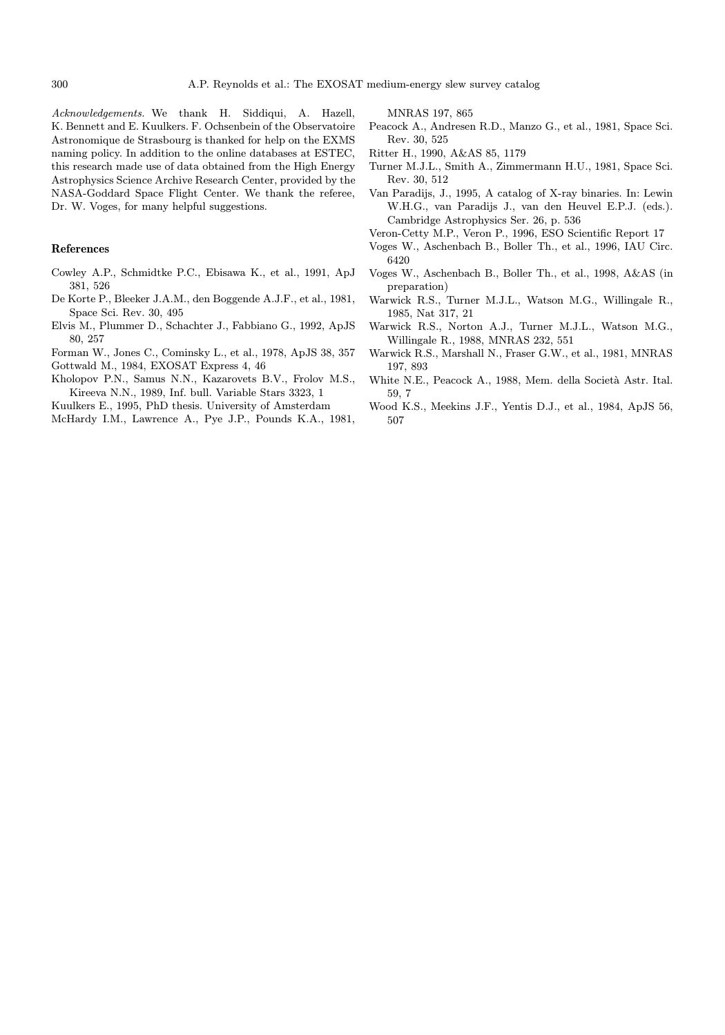*Acknowledgements.* We thank H. Siddiqui, A. Hazell, K. Bennett and E. Kuulkers. F. Ochsenbein of the Observatoire Astronomique de Strasbourg is thanked for help on the EXMS naming policy. In addition to the online databases at ESTEC, this research made use of data obtained from the High Energy Astrophysics Science Archive Research Center, provided by the NASA-Goddard Space Flight Center. We thank the referee, Dr. W. Voges, for many helpful suggestions.

## References

Cowley A.P., Schmidtke P.C., Ebisawa K., et al., 1991, ApJ 381, 526

De Korte P., Bleeker J.A.M., den Boggende A.J.F., et al., 1981, Space Sci. Rev. 30, 495

Elvis M., Plummer D., Schachter J., Fabbiano G., 1992, ApJS 80, 257

Forman W., Jones C., Cominsky L., et al., 1978, ApJS 38, 357

Gottwald M., 1984, EXOSAT Express 4, 46

Kholopov P.N., Samus N.N., Kazarovets B.V., Frolov M.S., Kireeva N.N., 1989, Inf. bull. Variable Stars 3323, 1

Kuulkers E., 1995, PhD thesis. University of Amsterdam

McHardy I.M., Lawrence A., Pye J.P., Pounds K.A., 1981, MNRAS 197, 865

Peacock A., Andresen R.D., Manzo G., et al., 1981, Space Sci. Rev. 30, 525

Ritter H., 1990, A&AS 85, 1179

Turner M.J.L., Smith A., Zimmermann H.U., 1981, Space Sci. Rev. 30, 512

Van Paradijs, J., 1995, A catalog of X-ray binaries. In: Lewin W.H.G., van Paradijs J., van den Heuvel E.P.J. (eds.). Cambridge Astrophysics Ser. 26, p. 536

Veron-Cetty M.P., Veron P., 1996, ESO Scientific Report 17

Voges W., Aschenbach B., Boller Th., et al., 1996, IAU Circ. 6420

Voges W., Aschenbach B., Boller Th., et al., 1998, A&AS (in preparation)

Warwick R.S., Turner M.J.L., Watson M.G., Willingale R., 1985, Nat 317, 21

Warwick R.S., Norton A.J., Turner M.J.L., Watson M.G., Willingale R., 1988, MNRAS 232, 551

Warwick R.S., Marshall N., Fraser G.W., et al., 1981, MNRAS 197, 893

White N.E., Peacock A., 1988, Mem. della Società Astr. Ital. 59, 7

Wood K.S., Meekins J.F., Yentis D.J., et al., 1984, ApJS 56, 507